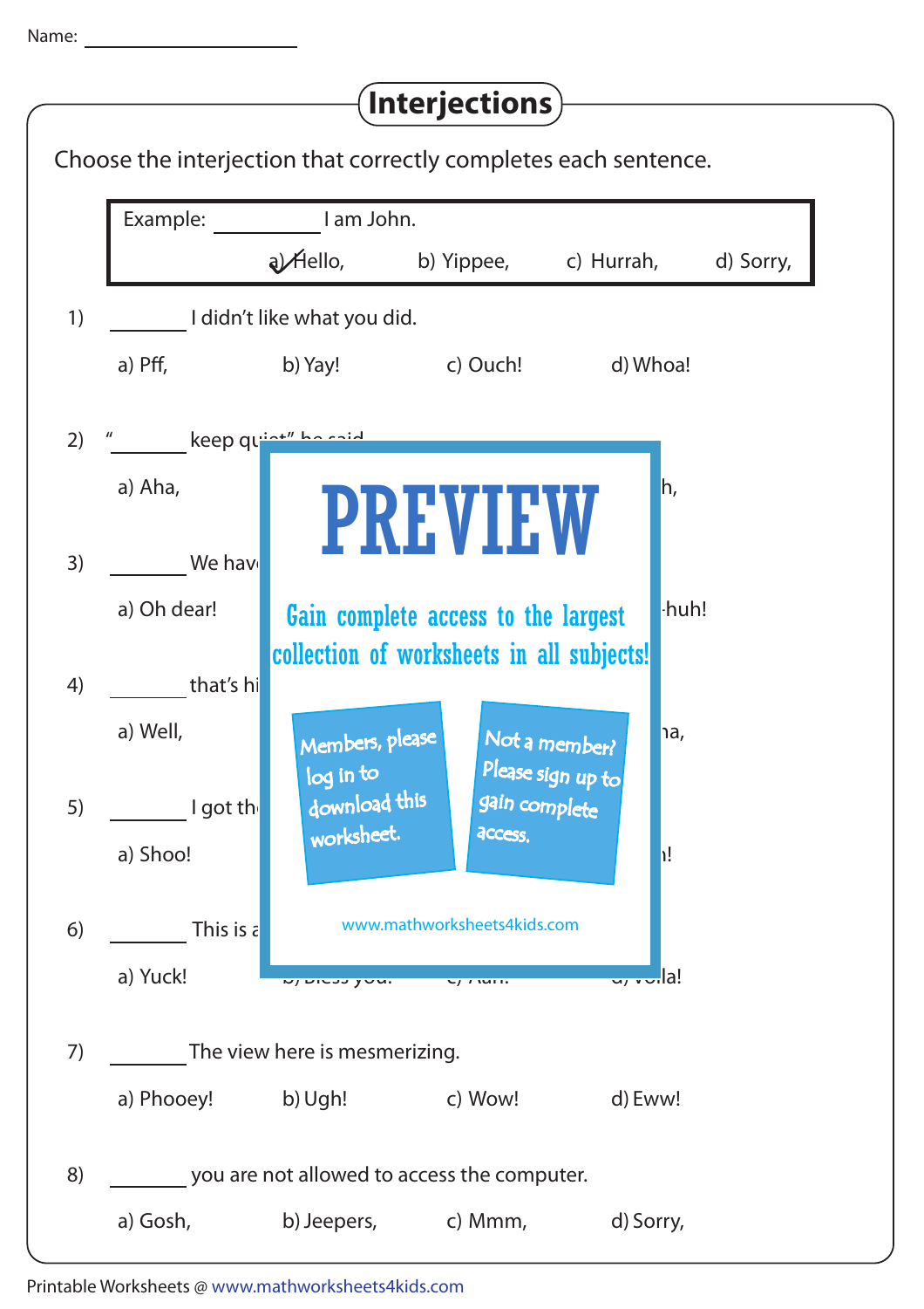Name: ____________________

# Interjections

Choose the interjection that correctly completes each sentence.

Example: __________ I am John.

a) ✓Hello, b) Yippee, c) Hurrah, d) Sorry,

1) _______ I didn't like what you did.

a) Pff, b) Yay! c) Ouch! d) Whoa!

2) "_______ keep quiet" he said.

a) Aha, ... h,

3) _______ We hav...

a) Oh dear! ... -huh!

4) _______ that's hi...

a) Well, ... ha,

5) _______ I got th...

a) Shoo! ... h!

6) _______ This is a...

a) Yuck! b) Bless you! c) Aah! d) Voila!

PREVIEW

Gain complete access to the largest collection of worksheets in all subjects!

Members, please log in to download this worksheet.

Not a member? Please sign up to gain complete access.

www.mathworksheets4kids.com

7) _______ The view here is mesmerizing.

a) Phooey! b) Ugh! c) Wow! d) Eww!

8) _______ you are not allowed to access the computer.

a) Gosh, b) Jeepers, c) Mmm, d) Sorry,

Printable Worksheets @ www.mathworksheets4kids.com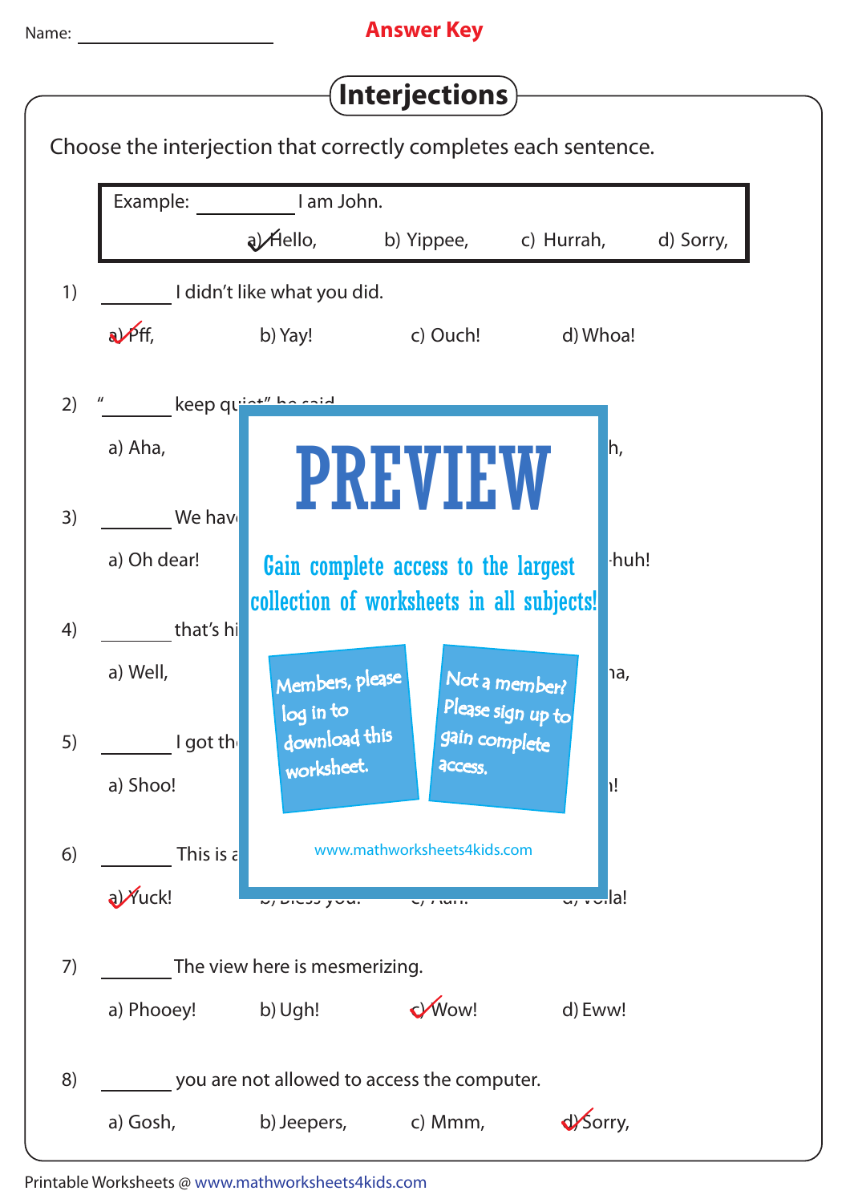Name: ____________________

**Answer Key**

# Interjections

Choose the interjection that correctly completes each sentence.

Example: ________ I am John.

a) Hello, ✓ b) Yippee, c) Hurrah, d) Sorry,

1) ________ I didn't like what you did.

a) Pff, ✓ b) Yay! c) Ouch! d) Whoa!

2) "________ keep qu... he said.

a) Aha, ... h,

3) ________ We hav...

a) Oh dear! ... -huh!

4) ________ that's hi...

a) Well, ... ha,

5) ________ I got th...

a) Shoo! ... h!

6) ________ This is a...

a) Yuck! ✓ ... la!

7) ________ The view here is mesmerizing.

a) Phooey! b) Ugh! c) Wow! ✓ d) Eww!

8) ________ you are not allowed to access the computer.

a) Gosh, b) Jeepers, c) Mmm, d) Sorry, ✓

**PREVIEW**

Gain complete access to the largest collection of worksheets in all subjects!

Members, please log in to download this worksheet.

Not a member? Please sign up to gain complete access.

www.mathworksheets4kids.com

Printable Worksheets @ www.mathworksheets4kids.com